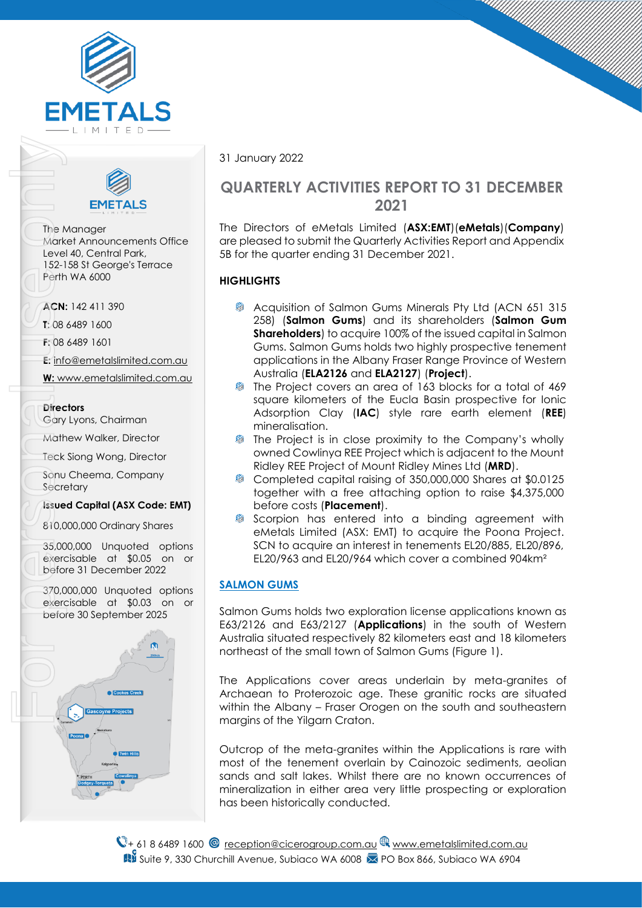The Manager
Market Announcements Office
Level 40, Central Park,
152-158 St George's Terrace
Perth WA 6000

**ACN:** 142 411 390

**T**: 08 6489 1600

**F:** 08 6489 1601

**E:** info@emetalslimited.com.au

**W:** www.emetalslimited.com.au

**Directors**

Gary Lyons, Chairman

Mathew Walker, Director

Teck Siong Wong, Director

Sonu Cheema, Company Secretary

**Issued Capital (ASX Code: EMT)**

810,000,000 Ordinary Shares

35,000,000 Unquoted options exercisable at $0.05 on or before 31 December 2022

370,000,000 Unquoted options exercisable at $0.03 on or before 30 September 2025

31 January 2022

# QUARTERLY ACTIVITIES REPORT TO 31 DECEMBER 2021

The Directors of eMetals Limited (**ASX:EMT**)(**eMetals**)(**Company**) are pleased to submit the Quarterly Activities Report and Appendix 5B for the quarter ending 31 December 2021.

## HIGHLIGHTS

- Acquisition of Salmon Gums Minerals Pty Ltd (ACN 651 315 258) (**Salmon Gums**) and its shareholders (**Salmon Gum Shareholders**) to acquire 100% of the issued capital in Salmon Gums. Salmon Gums holds two highly prospective tenement applications in the Albany Fraser Range Province of Western Australia (**ELA2126** and **ELA2127**) (**Project**).
- The Project covers an area of 163 blocks for a total of 469 square kilometers of the Eucla Basin prospective for Ionic Adsorption Clay (**IAC**) style rare earth element (**REE**) mineralisation.
- The Project is in close proximity to the Company's wholly owned Cowlinya REE Project which is adjacent to the Mount Ridley REE Project of Mount Ridley Mines Ltd (**MRD**).
- Completed capital raising of 350,000,000 Shares at $0.0125 together with a free attaching option to raise $4,375,000 before costs (**Placement**).
- Scorpion has entered into a binding agreement with eMetals Limited (ASX: EMT) to acquire the Poona Project. SCN to acquire an interest in tenements EL20/885, EL20/896, EL20/963 and EL20/964 which cover a combined 904km²

## SALMON GUMS

Salmon Gums holds two exploration license applications known as E63/2126 and E63/2127 (**Applications**) in the south of Western Australia situated respectively 82 kilometers east and 18 kilometers northeast of the small town of Salmon Gums (Figure 1).

The Applications cover areas underlain by meta-granites of Archaean to Proterozoic age. These granitic rocks are situated within the Albany – Fraser Orogen on the south and southeastern margins of the Yilgarn Craton.

Outcrop of the meta-granites within the Applications is rare with most of the tenement overlain by Cainozoic sediments, aeolian sands and salt lakes. Whilst there are no known occurrences of mineralization in either area very little prospecting or exploration has been historically conducted.

+ 61 8 6489 1600 reception@cicerogroup.com.au www.emetalslimited.com.au
Suite 9, 330 Churchill Avenue, Subiaco WA 6008 PO Box 866, Subiaco WA 6904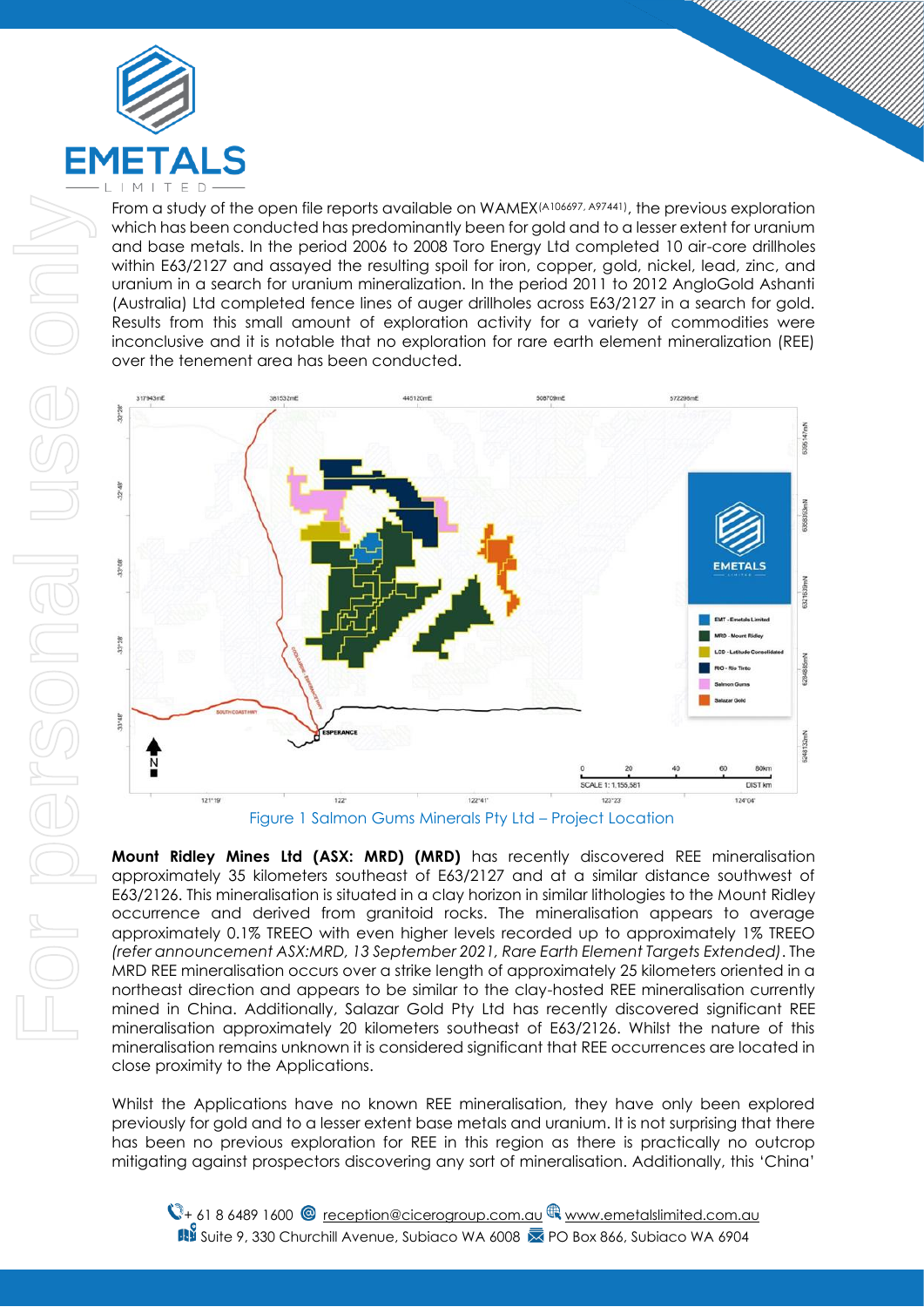From a study of the open file reports available on WAMEX[A106697, A97441], the previous exploration which has been conducted has predominantly been for gold and to a lesser extent for uranium and base metals. In the period 2006 to 2008 Toro Energy Ltd completed 10 air-core drillholes within E63/2127 and assayed the resulting spoil for iron, copper, gold, nickel, lead, zinc, and uranium in a search for uranium mineralization. In the period 2011 to 2012 AngloGold Ashanti (Australia) Ltd completed fence lines of auger drillholes across E63/2127 in a search for gold. Results from this small amount of exploration activity for a variety of commodities were inconclusive and it is notable that no exploration for rare earth element mineralization (REE) over the tenement area has been conducted.

Figure 1 Salmon Gums Minerals Pty Ltd – Project Location

**Mount Ridley Mines Ltd (ASX: MRD) (MRD)** has recently discovered REE mineralisation approximately 35 kilometers southeast of E63/2127 and at a similar distance southwest of E63/2126. This mineralisation is situated in a clay horizon in similar lithologies to the Mount Ridley occurrence and derived from granitoid rocks. The mineralisation appears to average approximately 0.1% TREEO with even higher levels recorded up to approximately 1% TREEO *(refer announcement ASX:MRD, 13 September 2021, Rare Earth Element Targets Extended)*. The MRD REE mineralisation occurs over a strike length of approximately 25 kilometers oriented in a northeast direction and appears to be similar to the clay-hosted REE mineralisation currently mined in China. Additionally, Salazar Gold Pty Ltd has recently discovered significant REE mineralisation approximately 20 kilometers southeast of E63/2126. Whilst the nature of this mineralisation remains unknown it is considered significant that REE occurrences are located in close proximity to the Applications.

Whilst the Applications have no known REE mineralisation, they have only been explored previously for gold and to a lesser extent base metals and uranium. It is not surprising that there has been no previous exploration for REE in this region as there is practically no outcrop mitigating against prospectors discovering any sort of mineralisation. Additionally, this 'China'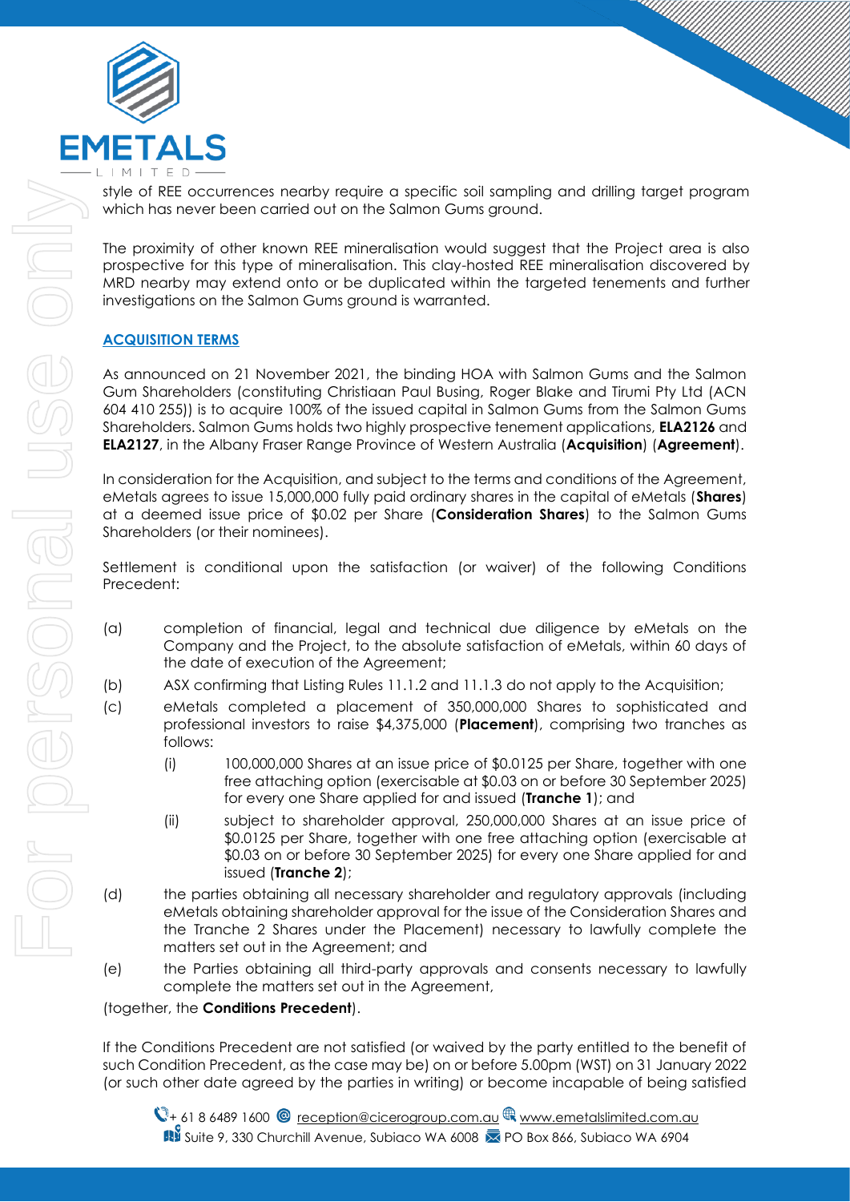style of REE occurrences nearby require a specific soil sampling and drilling target program which has never been carried out on the Salmon Gums ground.

The proximity of other known REE mineralisation would suggest that the Project area is also prospective for this type of mineralisation. This clay-hosted REE mineralisation discovered by MRD nearby may extend onto or be duplicated within the targeted tenements and further investigations on the Salmon Gums ground is warranted.

## ACQUISITION TERMS

As announced on 21 November 2021, the binding HOA with Salmon Gums and the Salmon Gum Shareholders (constituting Christiaan Paul Busing, Roger Blake and Tirumi Pty Ltd (ACN 604 410 255)) is to acquire 100% of the issued capital in Salmon Gums from the Salmon Gums Shareholders. Salmon Gums holds two highly prospective tenement applications, **ELA2126** and **ELA2127**, in the Albany Fraser Range Province of Western Australia (**Acquisition**) (**Agreement**).

In consideration for the Acquisition, and subject to the terms and conditions of the Agreement, eMetals agrees to issue 15,000,000 fully paid ordinary shares in the capital of eMetals (**Shares**) at a deemed issue price of $0.02 per Share (**Consideration Shares**) to the Salmon Gums Shareholders (or their nominees).

Settlement is conditional upon the satisfaction (or waiver) of the following Conditions Precedent:

(a) completion of financial, legal and technical due diligence by eMetals on the Company and the Project, to the absolute satisfaction of eMetals, within 60 days of the date of execution of the Agreement;

(b) ASX confirming that Listing Rules 11.1.2 and 11.1.3 do not apply to the Acquisition;

(c) eMetals completed a placement of 350,000,000 Shares to sophisticated and professional investors to raise $4,375,000 (**Placement**), comprising two tranches as follows:

   (i) 100,000,000 Shares at an issue price of $0.0125 per Share, together with one free attaching option (exercisable at $0.03 on or before 30 September 2025) for every one Share applied for and issued (**Tranche 1**); and

   (ii) subject to shareholder approval, 250,000,000 Shares at an issue price of $0.0125 per Share, together with one free attaching option (exercisable at $0.03 on or before 30 September 2025) for every one Share applied for and issued (**Tranche 2**);

(d) the parties obtaining all necessary shareholder and regulatory approvals (including eMetals obtaining shareholder approval for the issue of the Consideration Shares and the Tranche 2 Shares under the Placement) necessary to lawfully complete the matters set out in the Agreement; and

(e) the Parties obtaining all third-party approvals and consents necessary to lawfully complete the matters set out in the Agreement,

(together, the **Conditions Precedent**).

If the Conditions Precedent are not satisfied (or waived by the party entitled to the benefit of such Condition Precedent, as the case may be) on or before 5.00pm (WST) on 31 January 2022 (or such other date agreed by the parties in writing) or become incapable of being satisfied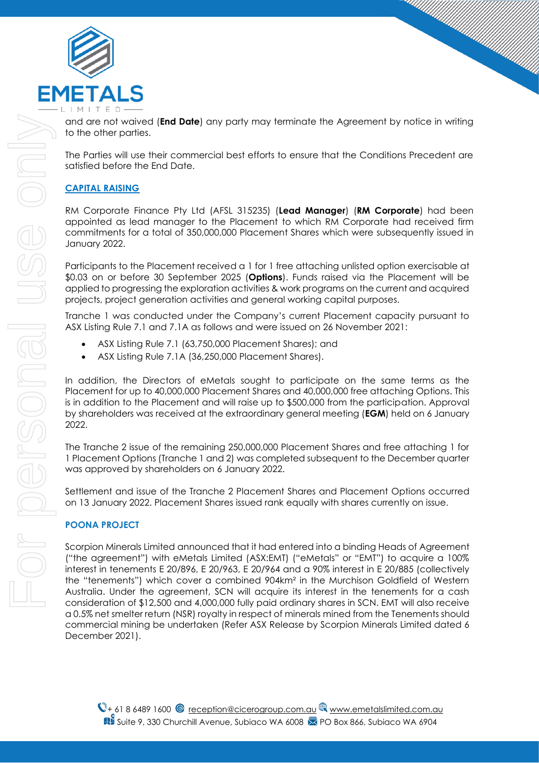and are not waived (**End Date**) any party may terminate the Agreement by notice in writing to the other parties.

The Parties will use their commercial best efforts to ensure that the Conditions Precedent are satisfied before the End Date.

## CAPITAL RAISING

RM Corporate Finance Pty Ltd (AFSL 315235) (**Lead Manager**) (**RM Corporate**) had been appointed as lead manager to the Placement to which RM Corporate had received firm commitments for a total of 350,000,000 Placement Shares which were subsequently issued in January 2022.

Participants to the Placement received a 1 for 1 free attaching unlisted option exercisable at $0.03 on or before 30 September 2025 (**Options**). Funds raised via the Placement will be applied to progressing the exploration activities & work programs on the current and acquired projects, project generation activities and general working capital purposes.

Tranche 1 was conducted under the Company's current Placement capacity pursuant to ASX Listing Rule 7.1 and 7.1A as follows and were issued on 26 November 2021:

- ASX Listing Rule 7.1 (63,750,000 Placement Shares); and
- ASX Listing Rule 7.1A (36,250,000 Placement Shares).

In addition, the Directors of eMetals sought to participate on the same terms as the Placement for up to 40,000,000 Placement Shares and 40,000,000 free attaching Options. This is in addition to the Placement and will raise up to $500,000 from the participation. Approval by shareholders was received at the extraordinary general meeting (**EGM**) held on 6 January 2022.

The Tranche 2 issue of the remaining 250,000,000 Placement Shares and free attaching 1 for 1 Placement Options (Tranche 1 and 2) was completed subsequent to the December quarter was approved by shareholders on 6 January 2022.

Settlement and issue of the Tranche 2 Placement Shares and Placement Options occurred on 13 January 2022. Placement Shares issued rank equally with shares currently on issue.

## POONA PROJECT

Scorpion Minerals Limited announced that it had entered into a binding Heads of Agreement ("the agreement") with eMetals Limited (ASX:EMT) ("eMetals" or "EMT") to acquire a 100% interest in tenements E 20/896, E 20/963, E 20/964 and a 90% interest in E 20/885 (collectively the "tenements") which cover a combined 904km² in the Murchison Goldfield of Western Australia. Under the agreement, SCN will acquire its interest in the tenements for a cash consideration of $12,500 and 4,000,000 fully paid ordinary shares in SCN. EMT will also receive a 0.5% net smelter return (NSR) royalty in respect of minerals mined from the Tenements should commercial mining be undertaken (Refer ASX Release by Scorpion Minerals Limited dated 6 December 2021).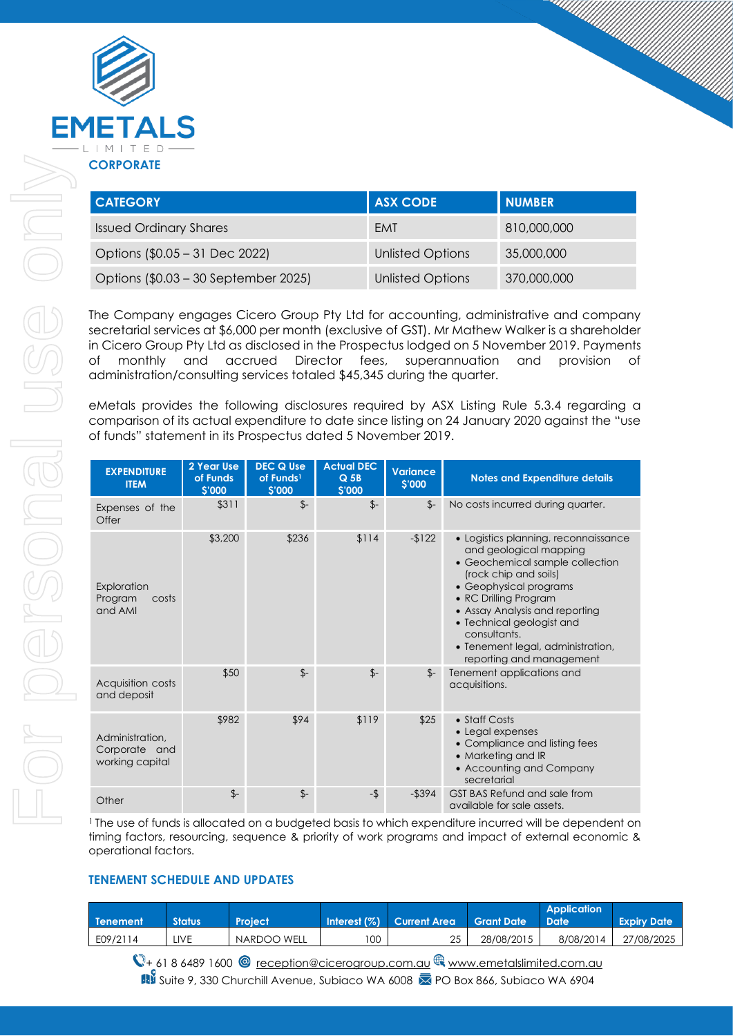## CORPORATE

| CATEGORY | ASX CODE | NUMBER |
|---|---|---|
| Issued Ordinary Shares | EMT | 810,000,000 |
| Options ($0.05 – 31 Dec 2022) | Unlisted Options | 35,000,000 |
| Options ($0.03 – 30 September 2025) | Unlisted Options | 370,000,000 |

The Company engages Cicero Group Pty Ltd for accounting, administrative and company secretarial services at $6,000 per month (exclusive of GST). Mr Mathew Walker is a shareholder in Cicero Group Pty Ltd as disclosed in the Prospectus lodged on 5 November 2019. Payments of monthly and accrued Director fees, superannuation and provision of administration/consulting services totaled $45,345 during the quarter.

eMetals provides the following disclosures required by ASX Listing Rule 5.3.4 regarding a comparison of its actual expenditure to date since listing on 24 January 2020 against the "use of funds" statement in its Prospectus dated 5 November 2019.

| EXPENDITURE ITEM | 2 Year Use of Funds $'000 | DEC Q Use of Funds[1] $'000 | Actual DEC Q 5B $'000 | Variance $'000 | Notes and Expenditure details |
|---|---|---|---|---|---|
| Expenses of the Offer | $311 | $- | $- | $- | No costs incurred during quarter. |
| Exploration Program costs and AMI | $3,200 | $236 | $114 | -$122 | • Logistics planning, reconnaissance and geological mapping<br>• Geochemical sample collection (rock chip and soils)<br>• Geophysical programs<br>• RC Drilling Program<br>• Assay Analysis and reporting<br>• Technical geologist and consultants.<br>• Tenement legal, administration, reporting and management |
| Acquisition costs and deposit | $50 | $- | $- | $- | Tenement applications and acquisitions. |
| Administration, Corporate and working capital | $982 | $94 | $119 | $25 | • Staff Costs<br>• Legal expenses<br>• Compliance and listing fees<br>• Marketing and IR<br>• Accounting and Company secretarial |
| Other | $- | $- | -$ | -$394 | GST BAS Refund and sale from available for sale assets. |

[1] The use of funds is allocated on a budgeted basis to which expenditure incurred will be dependent on timing factors, resourcing, sequence & priority of work programs and impact of external economic & operational factors.

## TENEMENT SCHEDULE AND UPDATES

| Tenement | Status | Project | Interest (%) | Current Area | Grant Date | Application Date | Expiry Date |
|---|---|---|---|---|---|---|---|
| E09/2114 | LIVE | NARDOO WELL | 100 | 25 | 28/08/2015 | 8/08/2014 | 27/08/2025 |

+ 61 8 6489 1600 reception@cicerogroup.com.au www.emetalslimited.com.au
Suite 9, 330 Churchill Avenue, Subiaco WA 6008 PO Box 866, Subiaco WA 6904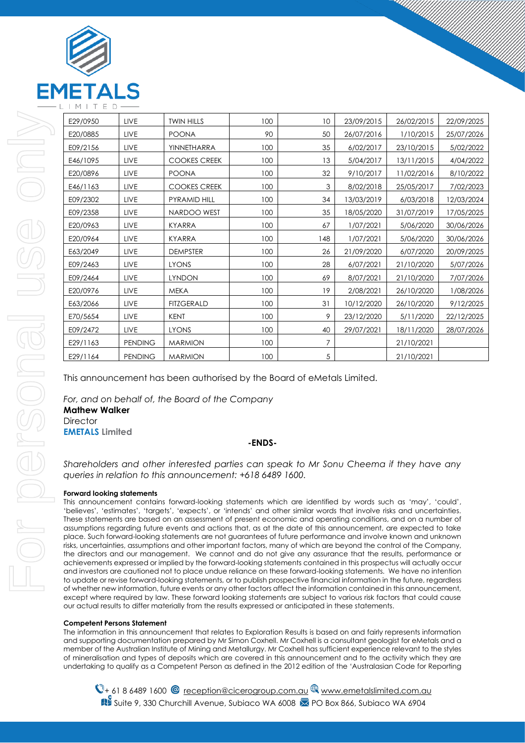| E29/0950 | LIVE | TWIN HILLS | 100 | 10 | 23/09/2015 | 26/02/2015 | 22/09/2025 |
|---|---|---|---|---|---|---|---|
| E20/0885 | LIVE | POONA | 90 | 50 | 26/07/2016 | 1/10/2015 | 25/07/2026 |
| E09/2156 | LIVE | YINNETHARRA | 100 | 35 | 6/02/2017 | 23/10/2015 | 5/02/2022 |
| E46/1095 | LIVE | COOKES CREEK | 100 | 13 | 5/04/2017 | 13/11/2015 | 4/04/2022 |
| E20/0896 | LIVE | POONA | 100 | 32 | 9/10/2017 | 11/02/2016 | 8/10/2022 |
| E46/1163 | LIVE | COOKES CREEK | 100 | 3 | 8/02/2018 | 25/05/2017 | 7/02/2023 |
| E09/2302 | LIVE | PYRAMID HILL | 100 | 34 | 13/03/2019 | 6/03/2018 | 12/03/2024 |
| E09/2358 | LIVE | NARDOO WEST | 100 | 35 | 18/05/2020 | 31/07/2019 | 17/05/2025 |
| E20/0963 | LIVE | KYARRA | 100 | 67 | 1/07/2021 | 5/06/2020 | 30/06/2026 |
| E20/0964 | LIVE | KYARRA | 100 | 148 | 1/07/2021 | 5/06/2020 | 30/06/2026 |
| E63/2049 | LIVE | DEMPSTER | 100 | 26 | 21/09/2020 | 6/07/2020 | 20/09/2025 |
| E09/2463 | LIVE | LYONS | 100 | 28 | 6/07/2021 | 21/10/2020 | 5/07/2026 |
| E09/2464 | LIVE | LYNDON | 100 | 69 | 8/07/2021 | 21/10/2020 | 7/07/2026 |
| E20/0976 | LIVE | MEKA | 100 | 19 | 2/08/2021 | 26/10/2020 | 1/08/2026 |
| E63/2066 | LIVE | FITZGERALD | 100 | 31 | 10/12/2020 | 26/10/2020 | 9/12/2025 |
| E70/5654 | LIVE | KENT | 100 | 9 | 23/12/2020 | 5/11/2020 | 22/12/2025 |
| E09/2472 | LIVE | LYONS | 100 | 40 | 29/07/2021 | 18/11/2020 | 28/07/2026 |
| E29/1163 | PENDING | MARMION | 100 | 7 | | 21/10/2021 | |
| E29/1164 | PENDING | MARMION | 100 | 5 | | 21/10/2021 | |

This announcement has been authorised by the Board of eMetals Limited.

*For, and on behalf of, the Board of the Company*
**Mathew Walker**
Director
**EMETALS Limited**

**-ENDS-**

*Shareholders and other interested parties can speak to Mr Sonu Cheema if they have any queries in relation to this announcement: +618 6489 1600.*

**Forward looking statements**

This announcement contains forward-looking statements which are identified by words such as 'may', 'could', 'believes', 'estimates', 'targets', 'expects', or 'intends' and other similar words that involve risks and uncertainties. These statements are based on an assessment of present economic and operating conditions, and on a number of assumptions regarding future events and actions that, as at the date of this announcement, are expected to take place. Such forward-looking statements are not guarantees of future performance and involve known and unknown risks, uncertainties, assumptions and other important factors, many of which are beyond the control of the Company, the directors and our management. We cannot and do not give any assurance that the results, performance or achievements expressed or implied by the forward-looking statements contained in this prospectus will actually occur and investors are cautioned not to place undue reliance on these forward-looking statements. We have no intention to update or revise forward-looking statements, or to publish prospective financial information in the future, regardless of whether new information, future events or any other factors affect the information contained in this announcement, except where required by law. These forward looking statements are subject to various risk factors that could cause our actual results to differ materially from the results expressed or anticipated in these statements.

**Competent Persons Statement**

The information in this announcement that relates to Exploration Results is based on and fairly represents information and supporting documentation prepared by Mr Simon Coxhell. Mr Coxhell is a consultant geologist for eMetals and a member of the Australian Institute of Mining and Metallurgy. Mr Coxhell has sufficient experience relevant to the styles of mineralisation and types of deposits which are covered in this announcement and to the activity which they are undertaking to qualify as a Competent Person as defined in the 2012 edition of the 'Australasian Code for Reporting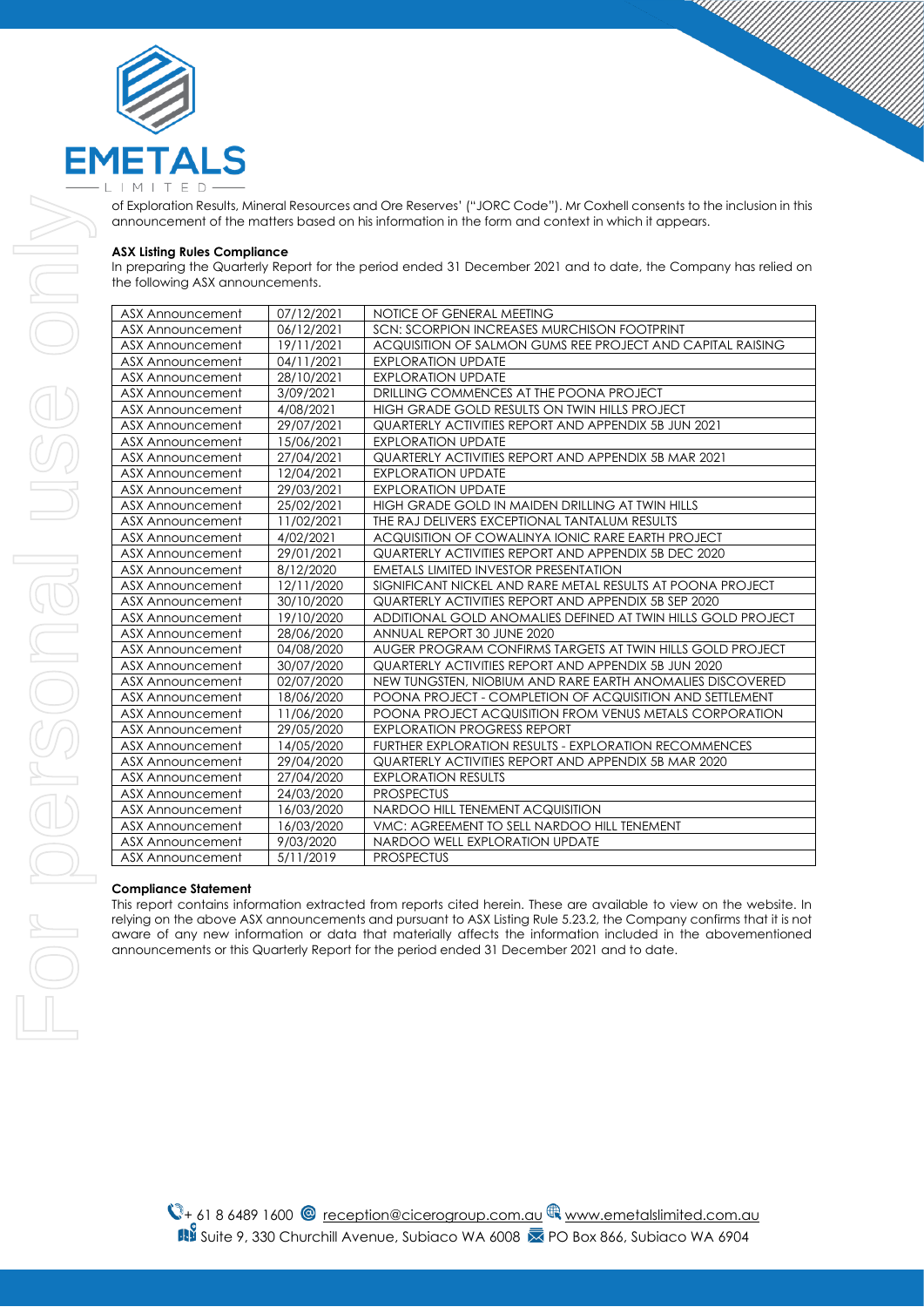of Exploration Results, Mineral Resources and Ore Reserves' ("JORC Code"). Mr Coxhell consents to the inclusion in this announcement of the matters based on his information in the form and context in which it appears.

**ASX Listing Rules Compliance**

In preparing the Quarterly Report for the period ended 31 December 2021 and to date, the Company has relied on the following ASX announcements.

| | | |
|---|---|---|
| ASX Announcement | 07/12/2021 | NOTICE OF GENERAL MEETING |
| ASX Announcement | 06/12/2021 | SCN: SCORPION INCREASES MURCHISON FOOTPRINT |
| ASX Announcement | 19/11/2021 | ACQUISITION OF SALMON GUMS REE PROJECT AND CAPITAL RAISING |
| ASX Announcement | 04/11/2021 | EXPLORATION UPDATE |
| ASX Announcement | 28/10/2021 | EXPLORATION UPDATE |
| ASX Announcement | 3/09/2021 | DRILLING COMMENCES AT THE POONA PROJECT |
| ASX Announcement | 4/08/2021 | HIGH GRADE GOLD RESULTS ON TWIN HILLS PROJECT |
| ASX Announcement | 29/07/2021 | QUARTERLY ACTIVITIES REPORT AND APPENDIX 5B JUN 2021 |
| ASX Announcement | 15/06/2021 | EXPLORATION UPDATE |
| ASX Announcement | 27/04/2021 | QUARTERLY ACTIVITIES REPORT AND APPENDIX 5B MAR 2021 |
| ASX Announcement | 12/04/2021 | EXPLORATION UPDATE |
| ASX Announcement | 29/03/2021 | EXPLORATION UPDATE |
| ASX Announcement | 25/02/2021 | HIGH GRADE GOLD IN MAIDEN DRILLING AT TWIN HILLS |
| ASX Announcement | 11/02/2021 | THE RAJ DELIVERS EXCEPTIONAL TANTALUM RESULTS |
| ASX Announcement | 4/02/2021 | ACQUISITION OF COWALINYA IONIC RARE EARTH PROJECT |
| ASX Announcement | 29/01/2021 | QUARTERLY ACTIVITIES REPORT AND APPENDIX 5B DEC 2020 |
| ASX Announcement | 8/12/2020 | EMETALS LIMITED INVESTOR PRESENTATION |
| ASX Announcement | 12/11/2020 | SIGNIFICANT NICKEL AND RARE METAL RESULTS AT POONA PROJECT |
| ASX Announcement | 30/10/2020 | QUARTERLY ACTIVITIES REPORT AND APPENDIX 5B SEP 2020 |
| ASX Announcement | 19/10/2020 | ADDITIONAL GOLD ANOMALIES DEFINED AT TWIN HILLS GOLD PROJECT |
| ASX Announcement | 28/06/2020 | ANNUAL REPORT 30 JUNE 2020 |
| ASX Announcement | 04/08/2020 | AUGER PROGRAM CONFIRMS TARGETS AT TWIN HILLS GOLD PROJECT |
| ASX Announcement | 30/07/2020 | QUARTERLY ACTIVITIES REPORT AND APPENDIX 5B JUN 2020 |
| ASX Announcement | 02/07/2020 | NEW TUNGSTEN, NIOBIUM AND RARE EARTH ANOMALIES DISCOVERED |
| ASX Announcement | 18/06/2020 | POONA PROJECT - COMPLETION OF ACQUISITION AND SETTLEMENT |
| ASX Announcement | 11/06/2020 | POONA PROJECT ACQUISITION FROM VENUS METALS CORPORATION |
| ASX Announcement | 29/05/2020 | EXPLORATION PROGRESS REPORT |
| ASX Announcement | 14/05/2020 | FURTHER EXPLORATION RESULTS - EXPLORATION RECOMMENCES |
| ASX Announcement | 29/04/2020 | QUARTERLY ACTIVITIES REPORT AND APPENDIX 5B MAR 2020 |
| ASX Announcement | 27/04/2020 | EXPLORATION RESULTS |
| ASX Announcement | 24/03/2020 | PROSPECTUS |
| ASX Announcement | 16/03/2020 | NARDOO HILL TENEMENT ACQUISITION |
| ASX Announcement | 16/03/2020 | VMC: AGREEMENT TO SELL NARDOO HILL TENEMENT |
| ASX Announcement | 9/03/2020 | NARDOO WELL EXPLORATION UPDATE |
| ASX Announcement | 5/11/2019 | PROSPECTUS |

**Compliance Statement**

This report contains information extracted from reports cited herein. These are available to view on the website. In relying on the above ASX announcements and pursuant to ASX Listing Rule 5.23.2, the Company confirms that it is not aware of any new information or data that materially affects the information included in the abovementioned announcements or this Quarterly Report for the period ended 31 December 2021 and to date.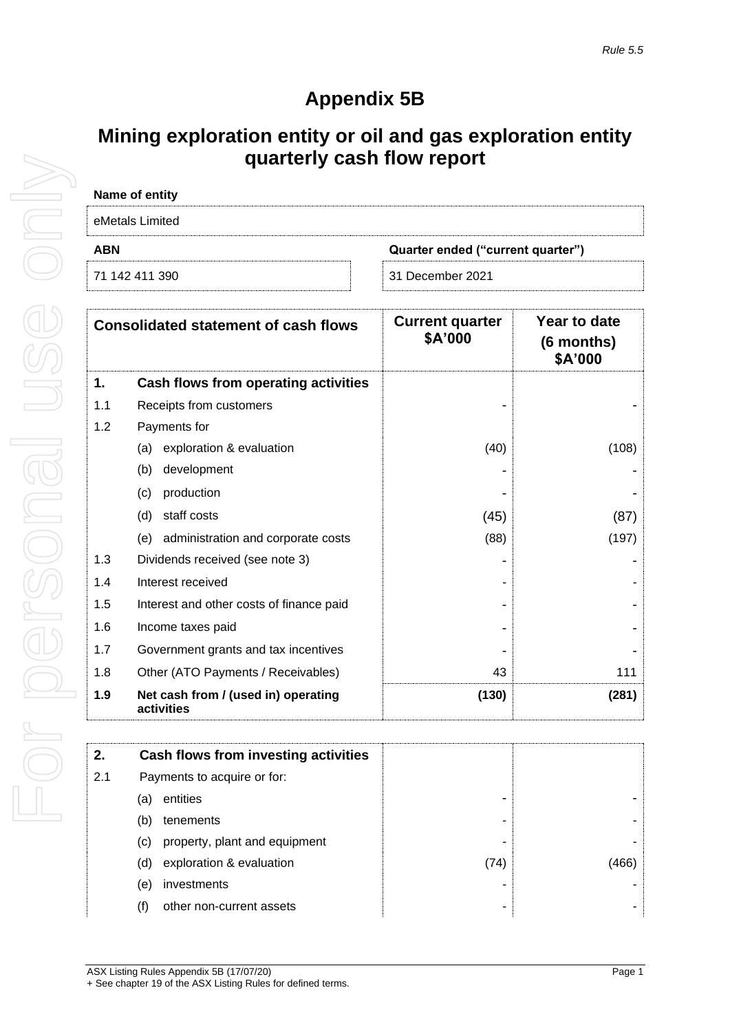*Rule 5.5*

# Appendix 5B

## Mining exploration entity or oil and gas exploration entity quarterly cash flow report

| Name of entity | |
|---|---|
| eMetals Limited | |
| **ABN** | **Quarter ended ("current quarter")** |
| 71 142 411 390 | 31 December 2021 |

| | **Consolidated statement of cash flows** | **Current quarter $A'000** | **Year to date (6 months) $A'000** |
|---|---|---|---|
| **1.** | **Cash flows from operating activities** | | |
| 1.1 | Receipts from customers | - | - |
| 1.2 | Payments for | | |
| | (a) exploration & evaluation | (40) | (108) |
| | (b) development | - | - |
| | (c) production | - | - |
| | (d) staff costs | (45) | (87) |
| | (e) administration and corporate costs | (88) | (197) |
| 1.3 | Dividends received (see note 3) | - | - |
| 1.4 | Interest received | - | - |
| 1.5 | Interest and other costs of finance paid | - | - |
| 1.6 | Income taxes paid | - | - |
| 1.7 | Government grants and tax incentives | - | - |
| 1.8 | Other (ATO Payments / Receivables) | 43 | 111 |
| **1.9** | **Net cash from / (used in) operating activities** | **(130)** | **(281)** |

| | | | |
|---|---|---|---|
| **2.** | **Cash flows from investing activities** | | |
| 2.1 | Payments to acquire or for: | | |
| | (a) entities | - | - |
| | (b) tenements | - | - |
| | (c) property, plant and equipment | - | - |
| | (d) exploration & evaluation | (74) | (466) |
| | (e) investments | - | - |
| | (f) other non-current assets | - | - |

ASX Listing Rules Appendix 5B (17/07/20)
+ See chapter 19 of the ASX Listing Rules for defined terms.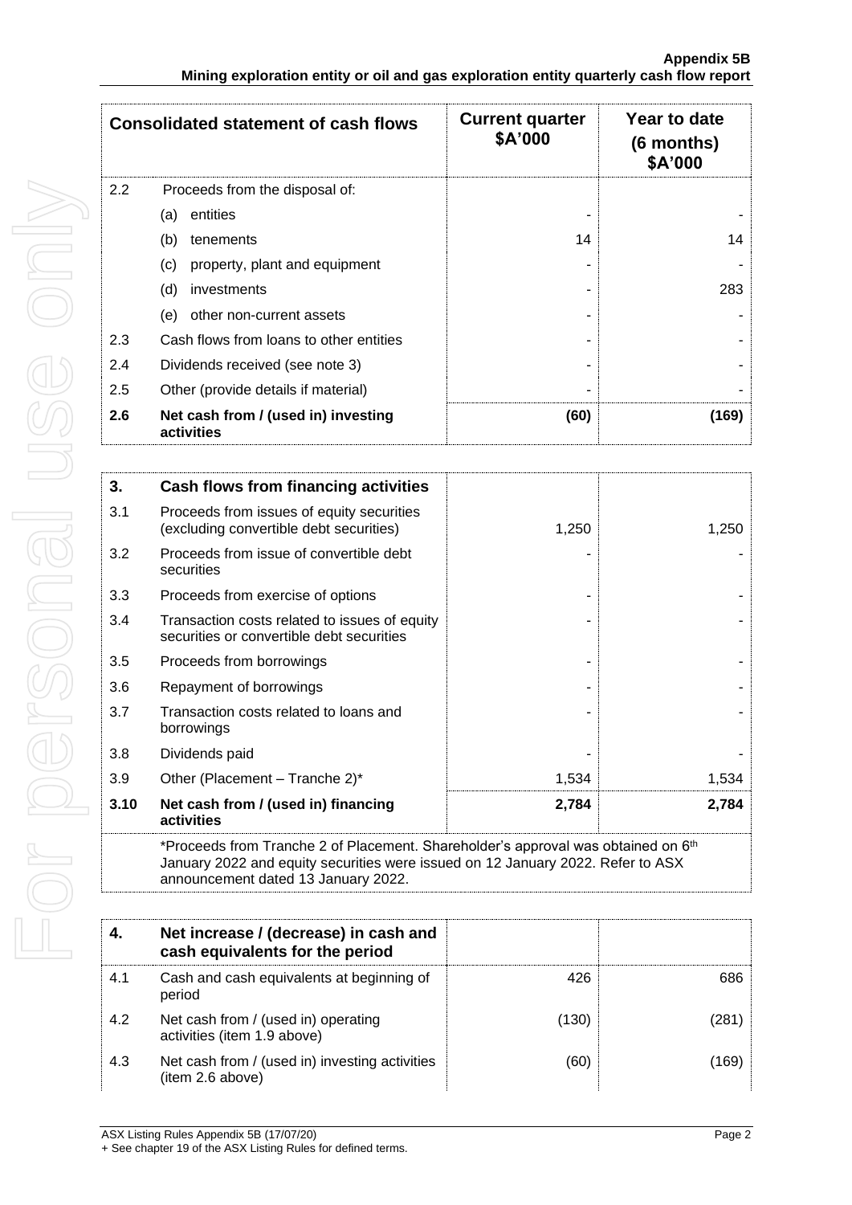| Consolidated statement of cash flows | | Current quarter $A'000 | Year to date (6 months) $A'000 |
|---|---|---|---|
| 2.2 | Proceeds from the disposal of: | | |
| | (a) entities | - | - |
| | (b) tenements | 14 | 14 |
| | (c) property, plant and equipment | - | - |
| | (d) investments | - | 283 |
| | (e) other non-current assets | - | - |
| 2.3 | Cash flows from loans to other entities | - | - |
| 2.4 | Dividends received (see note 3) | - | - |
| 2.5 | Other (provide details if material) | - | - |
| **2.6** | **Net cash from / (used in) investing activities** | **(60)** | **(169)** |

| | | | |
|---|---|---|---|
| **3.** | **Cash flows from financing activities** | | |
| 3.1 | Proceeds from issues of equity securities (excluding convertible debt securities) | 1,250 | 1,250 |
| 3.2 | Proceeds from issue of convertible debt securities | - | - |
| 3.3 | Proceeds from exercise of options | - | - |
| 3.4 | Transaction costs related to issues of equity securities or convertible debt securities | - | - |
| 3.5 | Proceeds from borrowings | - | - |
| 3.6 | Repayment of borrowings | - | - |
| 3.7 | Transaction costs related to loans and borrowings | - | - |
| 3.8 | Dividends paid | - | - |
| 3.9 | Other (Placement – Tranche 2)* | 1,534 | 1,534 |
| **3.10** | **Net cash from / (used in) financing activities** | **2,784** | **2,784** |

*Proceeds from Tranche 2 of Placement. Shareholder's approval was obtained on 6th January 2022 and equity securities were issued on 12 January 2022. Refer to ASX announcement dated 13 January 2022.

| | | | |
|---|---|---|---|
| **4.** | **Net increase / (decrease) in cash and cash equivalents for the period** | | |
| 4.1 | Cash and cash equivalents at beginning of period | 426 | 686 |
| 4.2 | Net cash from / (used in) operating activities (item 1.9 above) | (130) | (281) |
| 4.3 | Net cash from / (used in) investing activities (item 2.6 above) | (60) | (169) |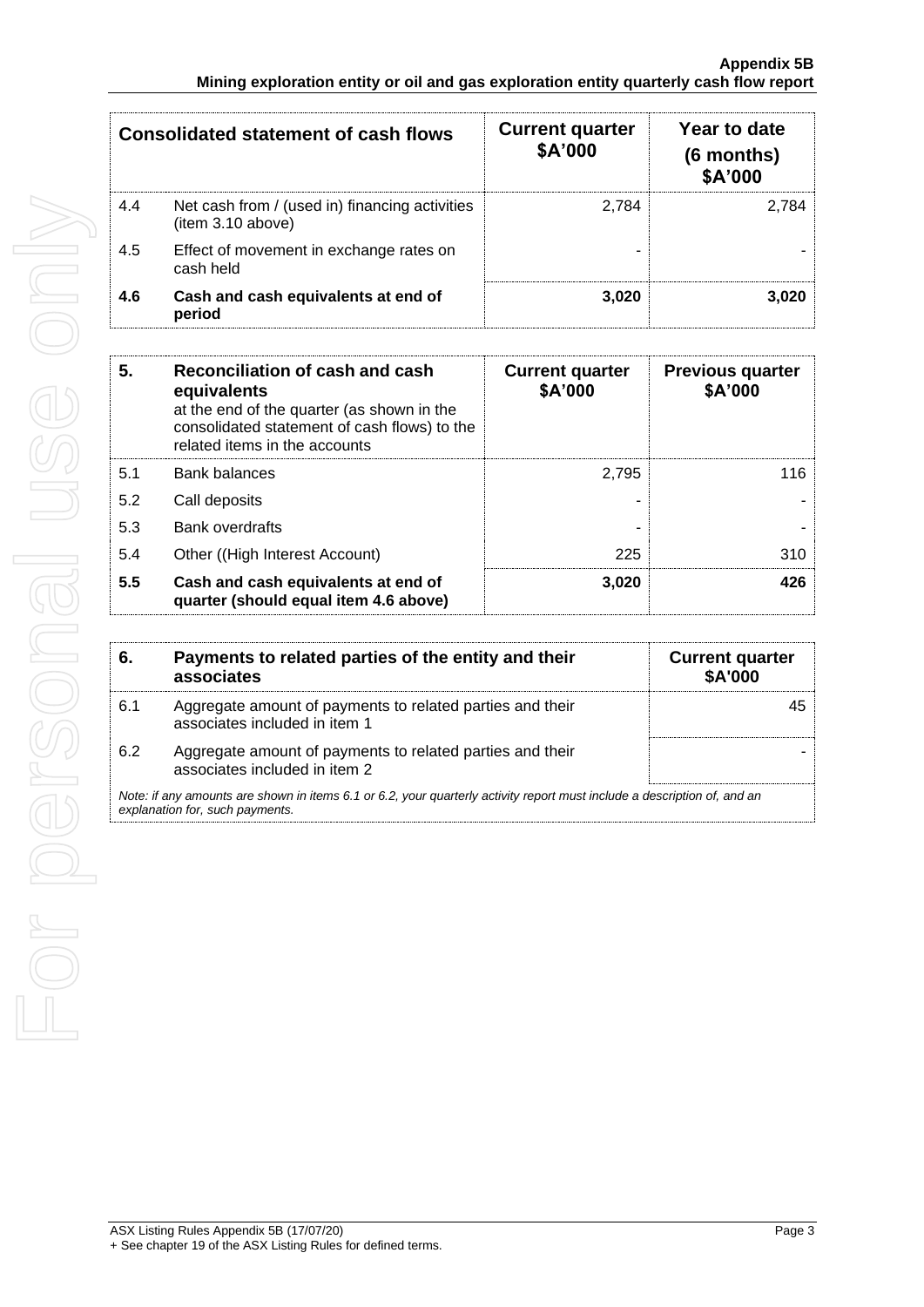| Consolidated statement of cash flows | | Current quarter $A'000 | Year to date (6 months) $A'000 |
|---|---|---|---|
| 4.4 | Net cash from / (used in) financing activities (item 3.10 above) | 2,784 | 2,784 |
| 4.5 | Effect of movement in exchange rates on cash held | - | - |
| **4.6** | **Cash and cash equivalents at end of period** | **3,020** | **3,020** |

| 5. | **Reconciliation of cash and cash equivalents** at the end of the quarter (as shown in the consolidated statement of cash flows) to the related items in the accounts | Current quarter $A'000 | Previous quarter $A'000 |
|---|---|---|---|
| 5.1 | Bank balances | 2,795 | 116 |
| 5.2 | Call deposits | - | - |
| 5.3 | Bank overdrafts | - | - |
| 5.4 | Other ((High Interest Account) | 225 | 310 |
| **5.5** | **Cash and cash equivalents at end of quarter (should equal item 4.6 above)** | **3,020** | **426** |

| 6. | Payments to related parties of the entity and their associates | Current quarter $A'000 |
|---|---|---|
| 6.1 | Aggregate amount of payments to related parties and their associates included in item 1 | 45 |
| 6.2 | Aggregate amount of payments to related parties and their associates included in item 2 | - |

*Note: if any amounts are shown in items 6.1 or 6.2, your quarterly activity report must include a description of, and an explanation for, such payments.*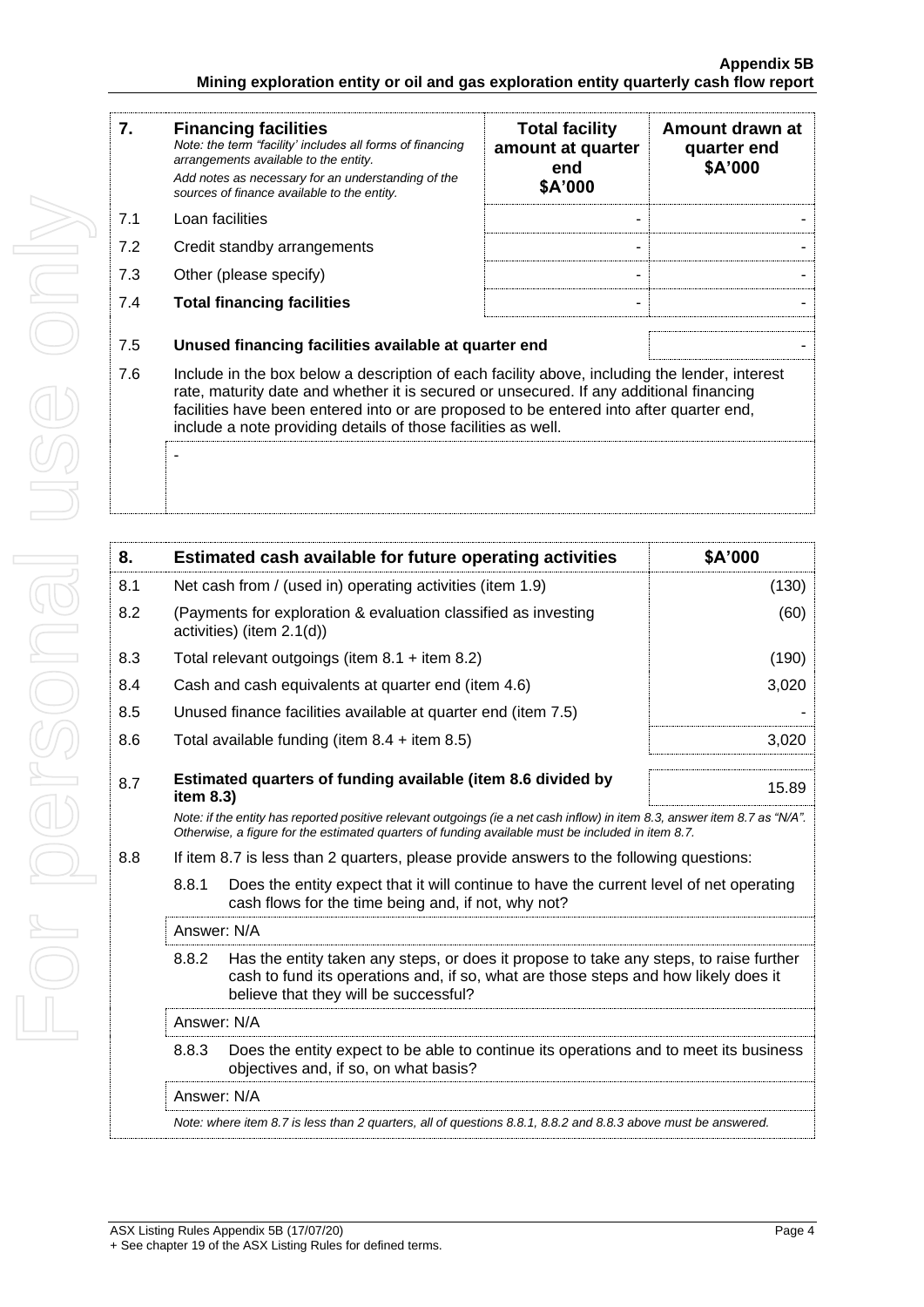| 7. | Financing facilities *Note: the term "facility' includes all forms of financing arrangements available to the entity.* *Add notes as necessary for an understanding of the sources of finance available to the entity.* | Total facility amount at quarter end \$A'000 | Amount drawn at quarter end \$A'000 |
|---|---|---|---|
| 7.1 | Loan facilities | - | - |
| 7.2 | Credit standby arrangements | - | - |
| 7.3 | Other (please specify) | - | - |
| 7.4 | **Total financing facilities** | - | - |
| 7.5 | **Unused financing facilities available at quarter end** | | - |
| 7.6 | Include in the box below a description of each facility above, including the lender, interest rate, maturity date and whether it is secured or unsecured. If any additional financing facilities have been entered into or are proposed to be entered into after quarter end, include a note providing details of those facilities as well. | | |
| | - | | |

| 8. | Estimated cash available for future operating activities | \$A'000 |
|---|---|---|
| 8.1 | Net cash from / (used in) operating activities (item 1.9) | (130) |
| 8.2 | (Payments for exploration & evaluation classified as investing activities) (item 2.1(d)) | (60) |
| 8.3 | Total relevant outgoings (item 8.1 + item 8.2) | (190) |
| 8.4 | Cash and cash equivalents at quarter end (item 4.6) | 3,020 |
| 8.5 | Unused finance facilities available at quarter end (item 7.5) | - |
| 8.6 | Total available funding (item 8.4 + item 8.5) | 3,020 |
| 8.7 | **Estimated quarters of funding available (item 8.6 divided by item 8.3)** | 15.89 |

*Note: if the entity has reported positive relevant outgoings (ie a net cash inflow) in item 8.3, answer item 8.7 as "N/A". Otherwise, a figure for the estimated quarters of funding available must be included in item 8.7.*

8.8 If item 8.7 is less than 2 quarters, please provide answers to the following questions:

8.8.1 Does the entity expect that it will continue to have the current level of net operating cash flows for the time being and, if not, why not?

Answer: N/A

8.8.2 Has the entity taken any steps, or does it propose to take any steps, to raise further cash to fund its operations and, if so, what are those steps and how likely does it believe that they will be successful?

Answer: N/A

8.8.3 Does the entity expect to be able to continue its operations and to meet its business objectives and, if so, on what basis?

Answer: N/A

*Note: where item 8.7 is less than 2 quarters, all of questions 8.8.1, 8.8.2 and 8.8.3 above must be answered.*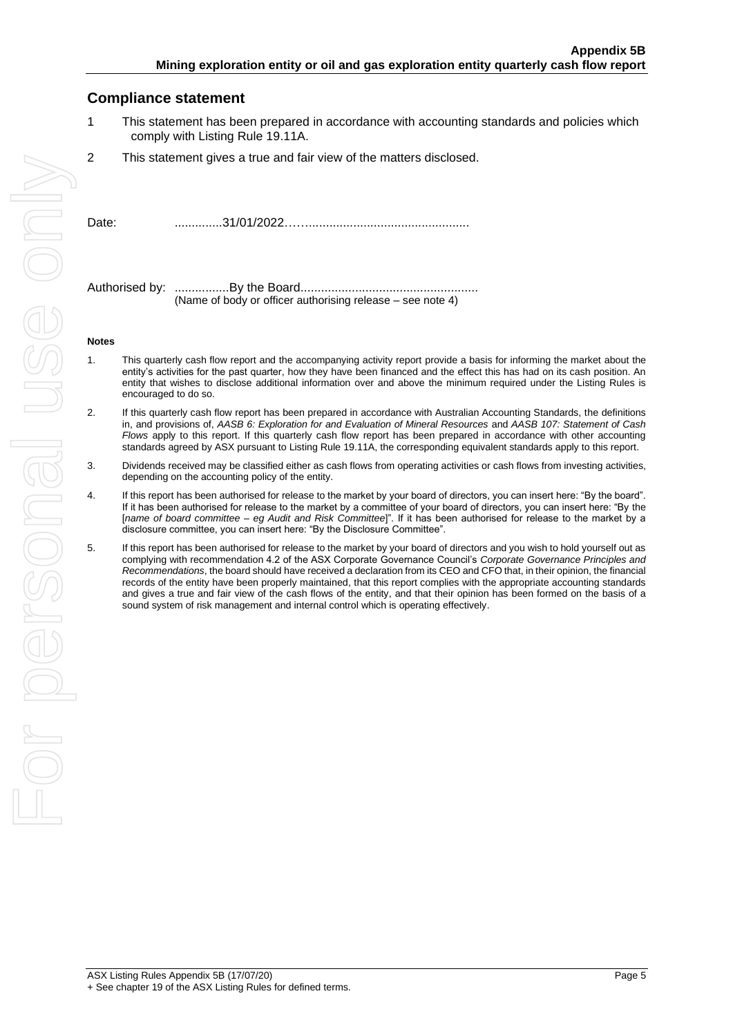## Compliance statement

1 This statement has been prepared in accordance with accounting standards and policies which comply with Listing Rule 19.11A.

2 This statement gives a true and fair view of the matters disclosed.

Date: ..............31/01/2022……..............................................

Authorised by: ................By the Board....................................................
(Name of body or officer authorising release – see note 4)

**Notes**

1. This quarterly cash flow report and the accompanying activity report provide a basis for informing the market about the entity's activities for the past quarter, how they have been financed and the effect this has had on its cash position. An entity that wishes to disclose additional information over and above the minimum required under the Listing Rules is encouraged to do so.

2. If this quarterly cash flow report has been prepared in accordance with Australian Accounting Standards, the definitions in, and provisions of, *AASB 6: Exploration for and Evaluation of Mineral Resources* and *AASB 107: Statement of Cash Flows* apply to this report. If this quarterly cash flow report has been prepared in accordance with other accounting standards agreed by ASX pursuant to Listing Rule 19.11A, the corresponding equivalent standards apply to this report.

3. Dividends received may be classified either as cash flows from operating activities or cash flows from investing activities, depending on the accounting policy of the entity.

4. If this report has been authorised for release to the market by your board of directors, you can insert here: "By the board". If it has been authorised for release to the market by a committee of your board of directors, you can insert here: "By the [*name of board committee – eg Audit and Risk Committee*]". If it has been authorised for release to the market by a disclosure committee, you can insert here: "By the Disclosure Committee".

5. If this report has been authorised for release to the market by your board of directors and you wish to hold yourself out as complying with recommendation 4.2 of the ASX Corporate Governance Council's *Corporate Governance Principles and Recommendations*, the board should have received a declaration from its CEO and CFO that, in their opinion, the financial records of the entity have been properly maintained, that this report complies with the appropriate accounting standards and gives a true and fair view of the cash flows of the entity, and that their opinion has been formed on the basis of a sound system of risk management and internal control which is operating effectively.